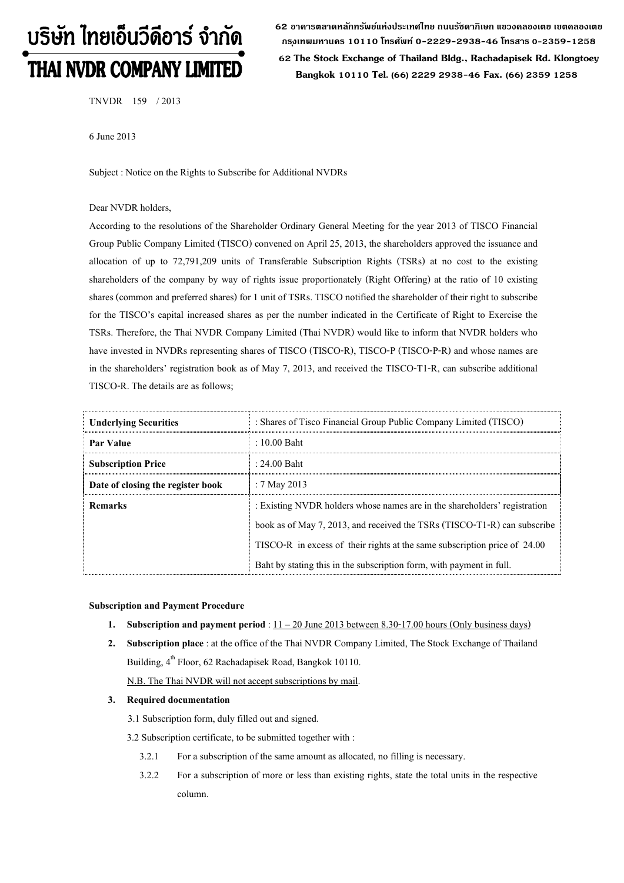# บริษัท ไทยเอ็นวีดีอาร์ จำกัด
# THAI NVDR COMPANY LIMITED

62 อาคารตลาดหลักทรัพย์แห่งประเทศไทย ถนนรัชดาภิเษก แขวงคลองเตย เขตคลองเตย กรุงเทพมหานคร 10110 โทรศัพท์ 0-2229-2938-46 โทรสาร 0-2359-1258

62 The Stock Exchange of Thailand Bldg., Rachadapisek Rd. Klongtoey Bangkok 10110 Tel. (66) 2229 2938-46 Fax. (66) 2359 1258

TNVDR 159 / 2013

6 June 2013

Subject : Notice on the Rights to Subscribe for Additional NVDRs

Dear NVDR holders,

According to the resolutions of the Shareholder Ordinary General Meeting for the year 2013 of TISCO Financial Group Public Company Limited (TISCO) convened on April 25, 2013, the shareholders approved the issuance and allocation of up to 72,791,209 units of Transferable Subscription Rights (TSRs) at no cost to the existing shareholders of the company by way of rights issue proportionately (Right Offering) at the ratio of 10 existing shares (common and preferred shares) for 1 unit of TSRs. TISCO notified the shareholder of their right to subscribe for the TISCO's capital increased shares as per the number indicated in the Certificate of Right to Exercise the TSRs. Therefore, the Thai NVDR Company Limited (Thai NVDR) would like to inform that NVDR holders who have invested in NVDRs representing shares of TISCO (TISCO-R), TISCO-P (TISCO-P-R) and whose names are in the shareholders' registration book as of May 7, 2013, and received the TISCO-T1-R, can subscribe additional TISCO-R. The details are as follows;

| **Underlying Securities** | : Shares of Tisco Financial Group Public Company Limited (TISCO) |
|---|---|
| **Par Value** | : 10.00 Baht |
| **Subscription Price** | : 24.00 Baht |
| **Date of closing the register book** | : 7 May 2013 |
| **Remarks** | : Existing NVDR holders whose names are in the shareholders' registration book as of May 7, 2013, and received the TSRs (TISCO-T1-R) can subscribe TISCO-R in excess of their rights at the same subscription price of 24.00 Baht by stating this in the subscription form, with payment in full. |

**Subscription and Payment Procedure**

1. **Subscription and payment period** : 11 – 20 June 2013 between 8.30-17.00 hours (Only business days)
2. **Subscription place** : at the office of the Thai NVDR Company Limited, The Stock Exchange of Thailand Building, 4th Floor, 62 Rachadapisek Road, Bangkok 10110.
   N.B. The Thai NVDR will not accept subscriptions by mail.
3. **Required documentation**
   3.1 Subscription form, duly filled out and signed.
   3.2 Subscription certificate, to be submitted together with :
      3.2.1 For a subscription of the same amount as allocated, no filling is necessary.
      3.2.2 For a subscription of more or less than existing rights, state the total units in the respective column.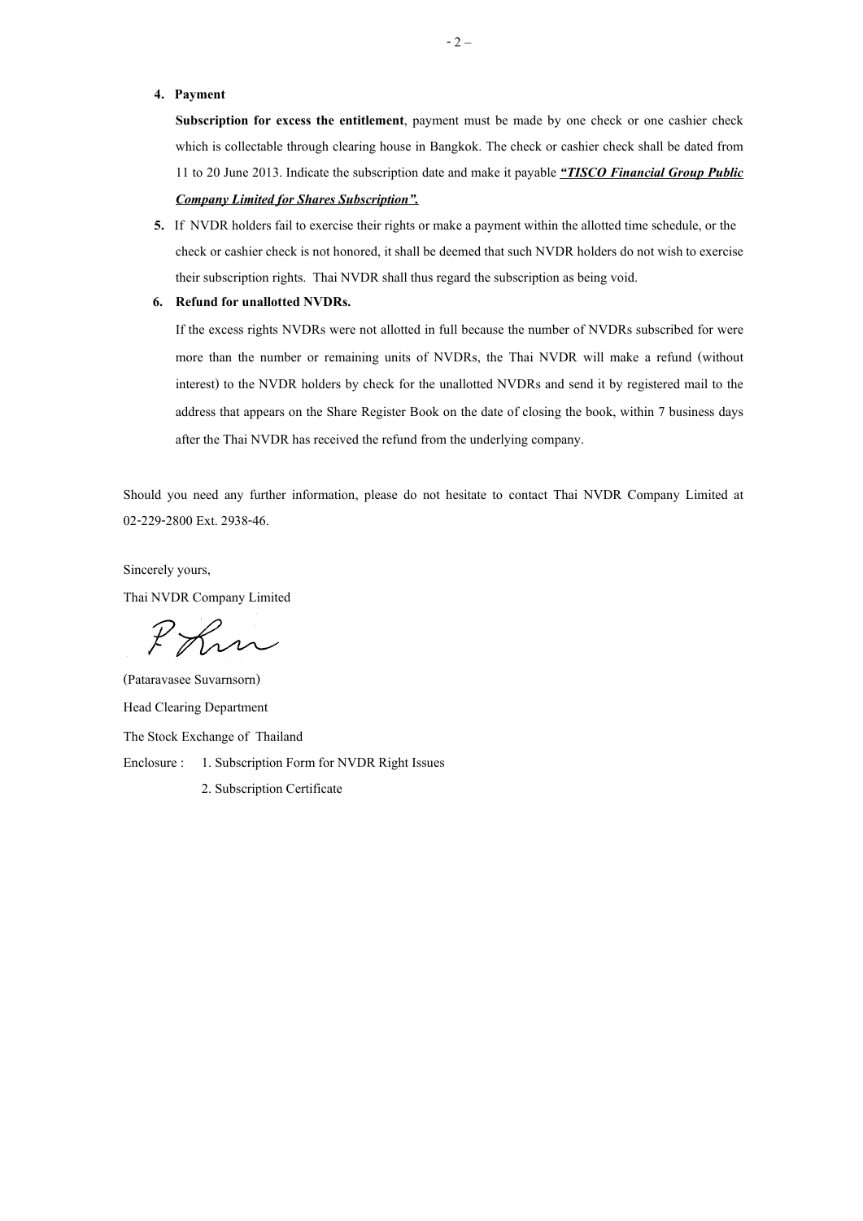4. **Payment**

   **Subscription for excess the entitlement**, payment must be made by one check or one cashier check which is collectable through clearing house in Bangkok. The check or cashier check shall be dated from 11 to 20 June 2013. Indicate the subscription date and make it payable ***"TISCO Financial Group Public Company Limited for Shares Subscription".***

5. If NVDR holders fail to exercise their rights or make a payment within the allotted time schedule, or the check or cashier check is not honored, it shall be deemed that such NVDR holders do not wish to exercise their subscription rights. Thai NVDR shall thus regard the subscription as being void.

6. **Refund for unallotted NVDRs.**

   If the excess rights NVDRs were not allotted in full because the number of NVDRs subscribed for were more than the number or remaining units of NVDRs, the Thai NVDR will make a refund (without interest) to the NVDR holders by check for the unallotted NVDRs and send it by registered mail to the address that appears on the Share Register Book on the date of closing the book, within 7 business days after the Thai NVDR has received the refund from the underlying company.

Should you need any further information, please do not hesitate to contact Thai NVDR Company Limited at 02-229-2800 Ext. 2938-46.

Sincerely yours,

Thai NVDR Company Limited

(Pataravasee Suvarnsorn)

Head Clearing Department

The Stock Exchange of Thailand

Enclosure : 1. Subscription Form for NVDR Right Issues

2. Subscription Certificate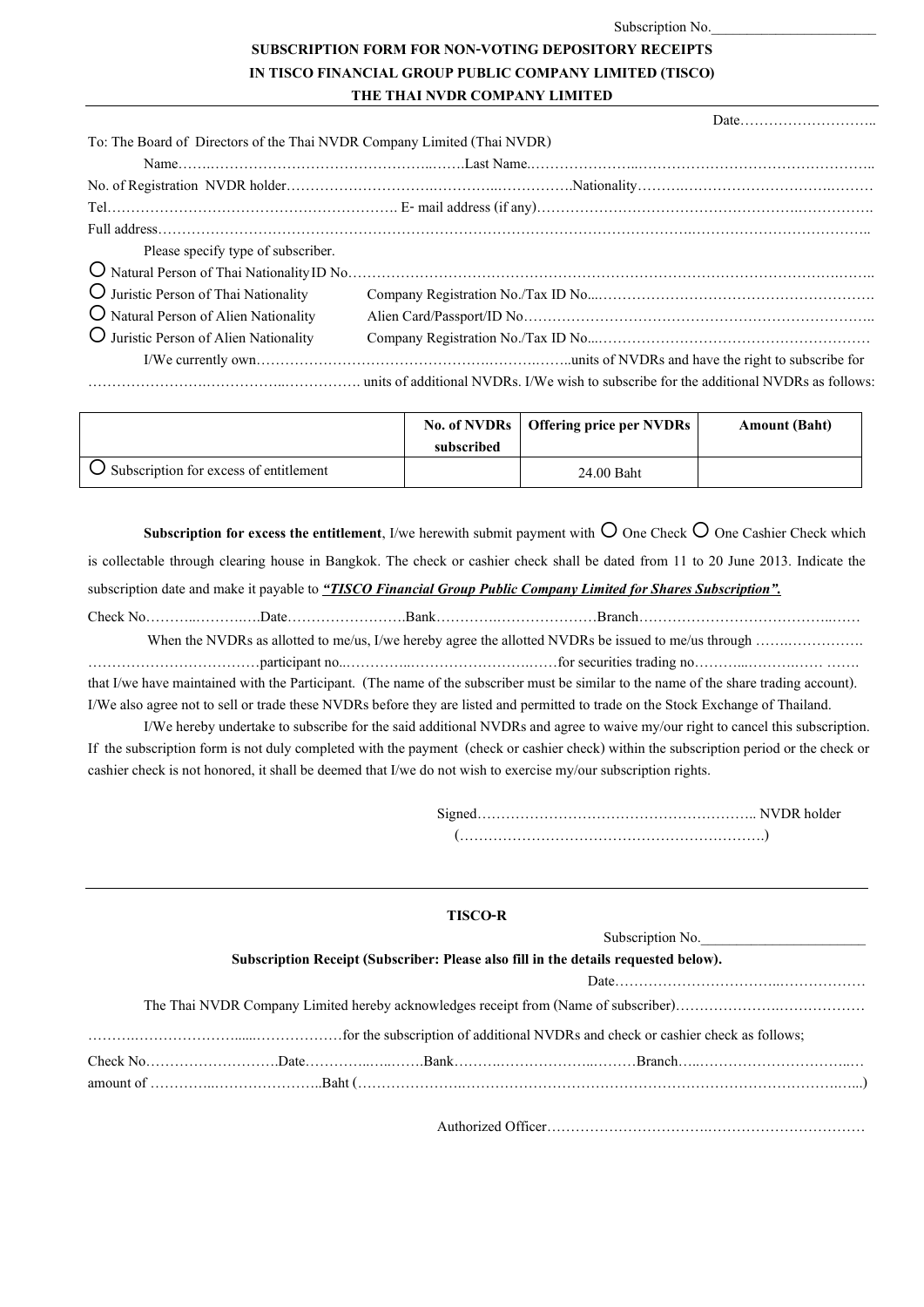Subscription No.______________________

**SUBSCRIPTION FORM FOR NON-VOTING DEPOSITORY RECEIPTS**
**IN TISCO FINANCIAL GROUP PUBLIC COMPANY LIMITED (TISCO)**
**THE THAI NVDR COMPANY LIMITED**

Date………………………..

To: The Board of Directors of the Thai NVDR Company Limited (Thai NVDR)

Name……………………………………………..…….Last Name.…………………..…………………………………………..

No. of Registration NVDR holder……………………….………..…………….Nationality……….……………………….………

Tel……………………………………………………. E- mail address (if any)…………………………………………….…………….

Full address………………………………………………………………………………………….………………………………..

Please specify type of subscriber.

○ Natural Person of Thai Nationality ID No……………………………………………………………………………………….……..

○ Juristic Person of Thai Nationality    Company Registration No./Tax ID No...…………………………………………………….

○ Natural Person of Alien Nationality    Alien Card/Passport/ID No…………………………………………………………………..

○ Juristic Person of Alien Nationality    Company Registration No./Tax ID No...…………………………………………………

I/We currently own…………………………………………….…….……..units of NVDRs and have the right to subscribe for …………………….……………..……………. units of additional NVDRs. I/We wish to subscribe for the additional NVDRs as follows:

| | No. of NVDRs subscribed | Offering price per NVDRs | Amount (Baht) |
|---|---|---|---|
| ○ Subscription for excess of entitlement | | 24.00 Baht | |

**Subscription for excess the entitlement**, I/we herewith submit payment with ○ One Check ○ One Cashier Check which is collectable through clearing house in Bangkok. The check or cashier check shall be dated from 11 to 20 June 2013. Indicate the subscription date and make it payable to ***"TISCO Financial Group Public Company Limited for Shares Subscription".***

Check No………..……….….Date…………………….Bank…………….………………Branch…………………………………..……

When the NVDRs as allotted to me/us, I/we hereby agree the allotted NVDRs be issued to me/us through …….……………. ………………………………participant no..…………..……………………….……for securities trading no………..………..…… ……. that I/we have maintained with the Participant. (The name of the subscriber must be similar to the name of the share trading account). I/We also agree not to sell or trade these NVDRs before they are listed and permitted to trade on the Stock Exchange of Thailand.

I/We hereby undertake to subscribe for the said additional NVDRs and agree to waive my/our right to cancel this subscription. If the subscription form is not duly completed with the payment (check or cashier check) within the subscription period or the check or cashier check is not honored, it shall be deemed that I/we do not wish to exercise my/our subscription rights.

Signed………………………………………………….. NVDR holder

(……………………………………………………….)

---

**TISCO-R**

Subscription No.______________________

**Subscription Receipt (Subscriber: Please also fill in the details requested below).**

Date………………………………..………………

The Thai NVDR Company Limited hereby acknowledges receipt from (Name of subscriber)…………………..………………

……….…………………......………………for the subscription of additional NVDRs and check or cashier check as follows;

Check No……………………….Date…………..…..……Bank……….……………..………Branch…..…………………………..…

amount of …………..…………………..Baht (…………………..…………………………………………………………………..…...)

Authorized Officer…………………………….……………………………